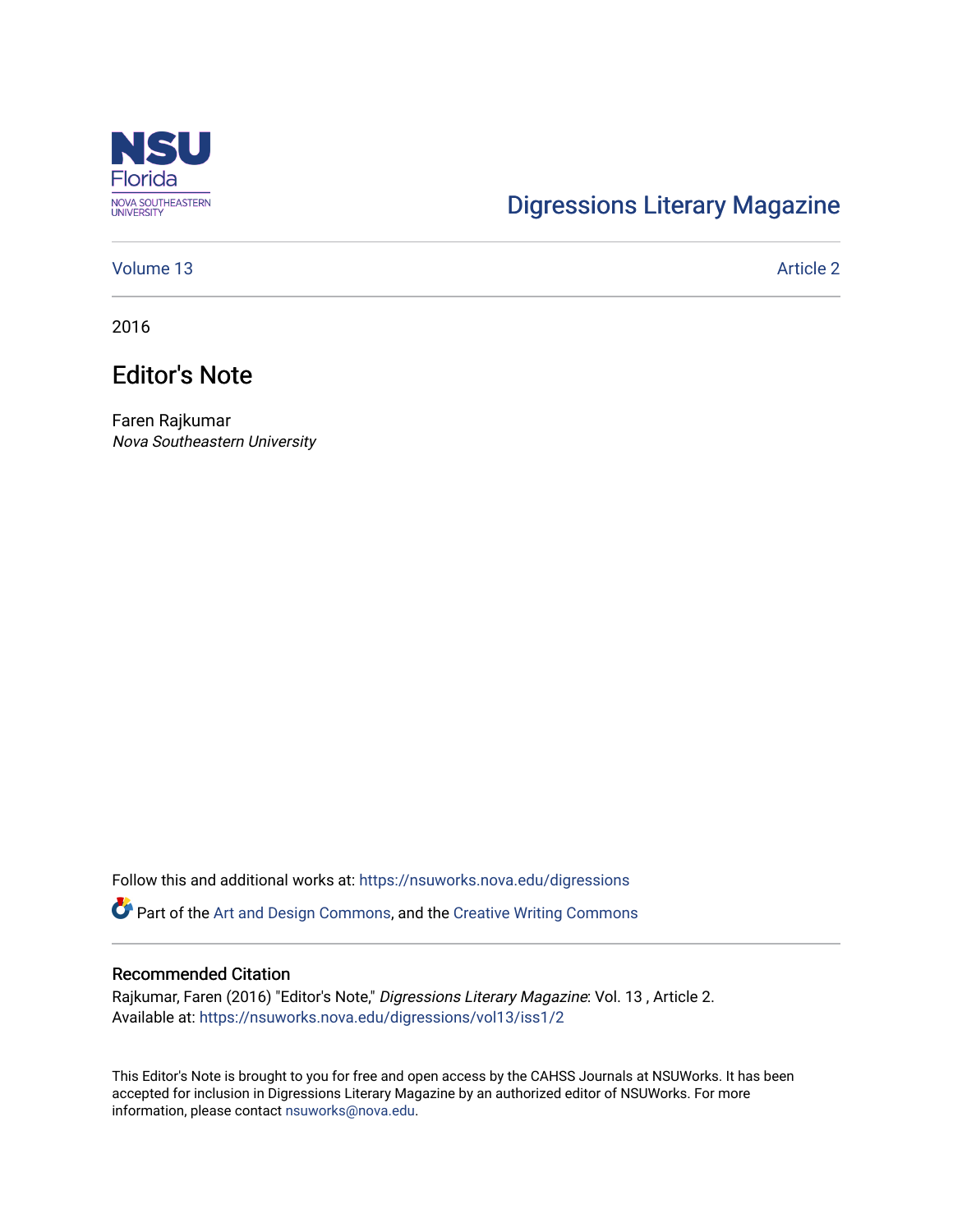# Digressions Literary Magazine

Volume 13 Article 2

2016

## Editor's Note

Faren Rajkumar
*Nova Southeastern University*

Follow this and additional works at: https://nsuworks.nova.edu/digressions

Part of the Art and Design Commons, and the Creative Writing Commons

### Recommended Citation

Rajkumar, Faren (2016) "Editor's Note," *Digressions Literary Magazine*: Vol. 13 , Article 2.
Available at: https://nsuworks.nova.edu/digressions/vol13/iss1/2

This Editor's Note is brought to you for free and open access by the CAHSS Journals at NSUWorks. It has been accepted for inclusion in Digressions Literary Magazine by an authorized editor of NSUWorks. For more information, please contact nsuworks@nova.edu.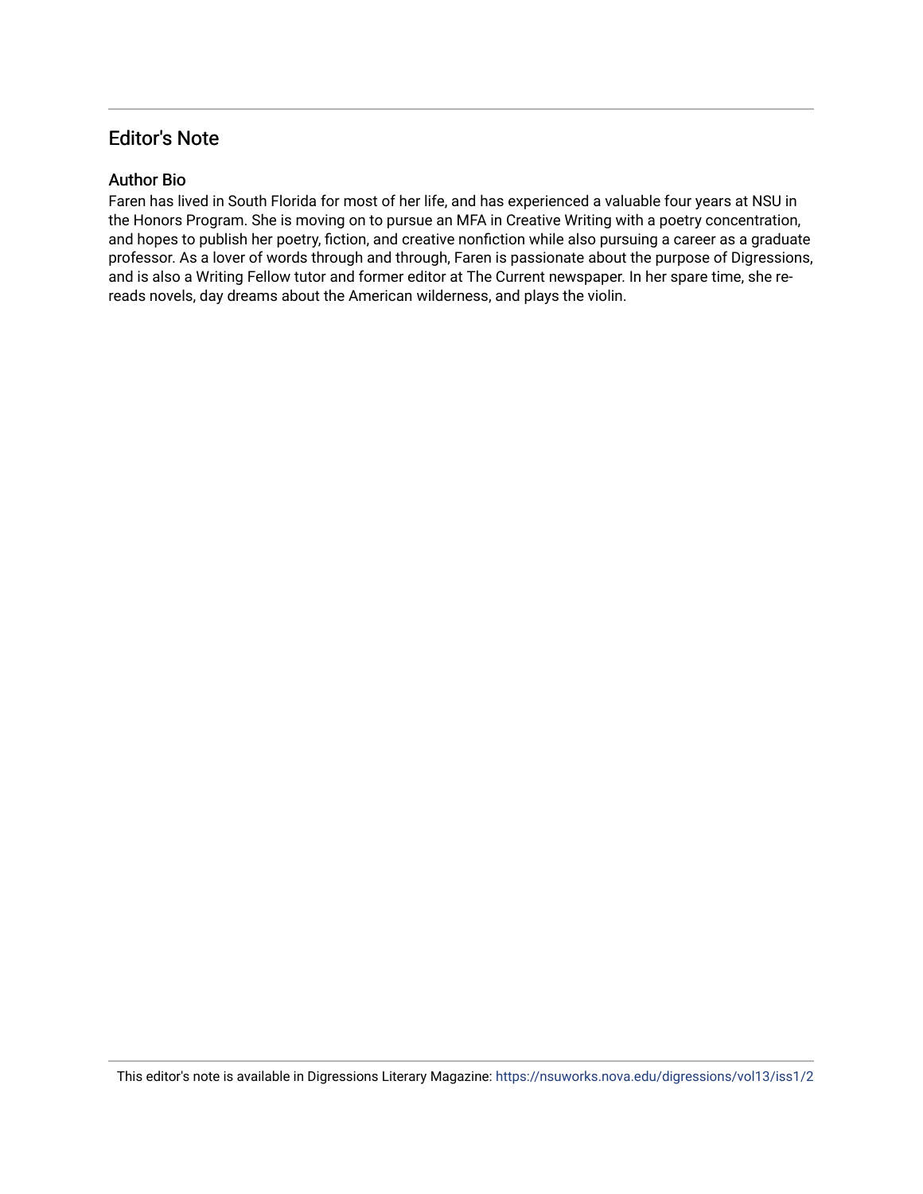## Editor's Note

### Author Bio

Faren has lived in South Florida for most of her life, and has experienced a valuable four years at NSU in the Honors Program. She is moving on to pursue an MFA in Creative Writing with a poetry concentration, and hopes to publish her poetry, fiction, and creative nonfiction while also pursuing a career as a graduate professor. As a lover of words through and through, Faren is passionate about the purpose of Digressions, and is also a Writing Fellow tutor and former editor at The Current newspaper. In her spare time, she re-reads novels, day dreams about the American wilderness, and plays the violin.

This editor's note is available in Digressions Literary Magazine: https://nsuworks.nova.edu/digressions/vol13/iss1/2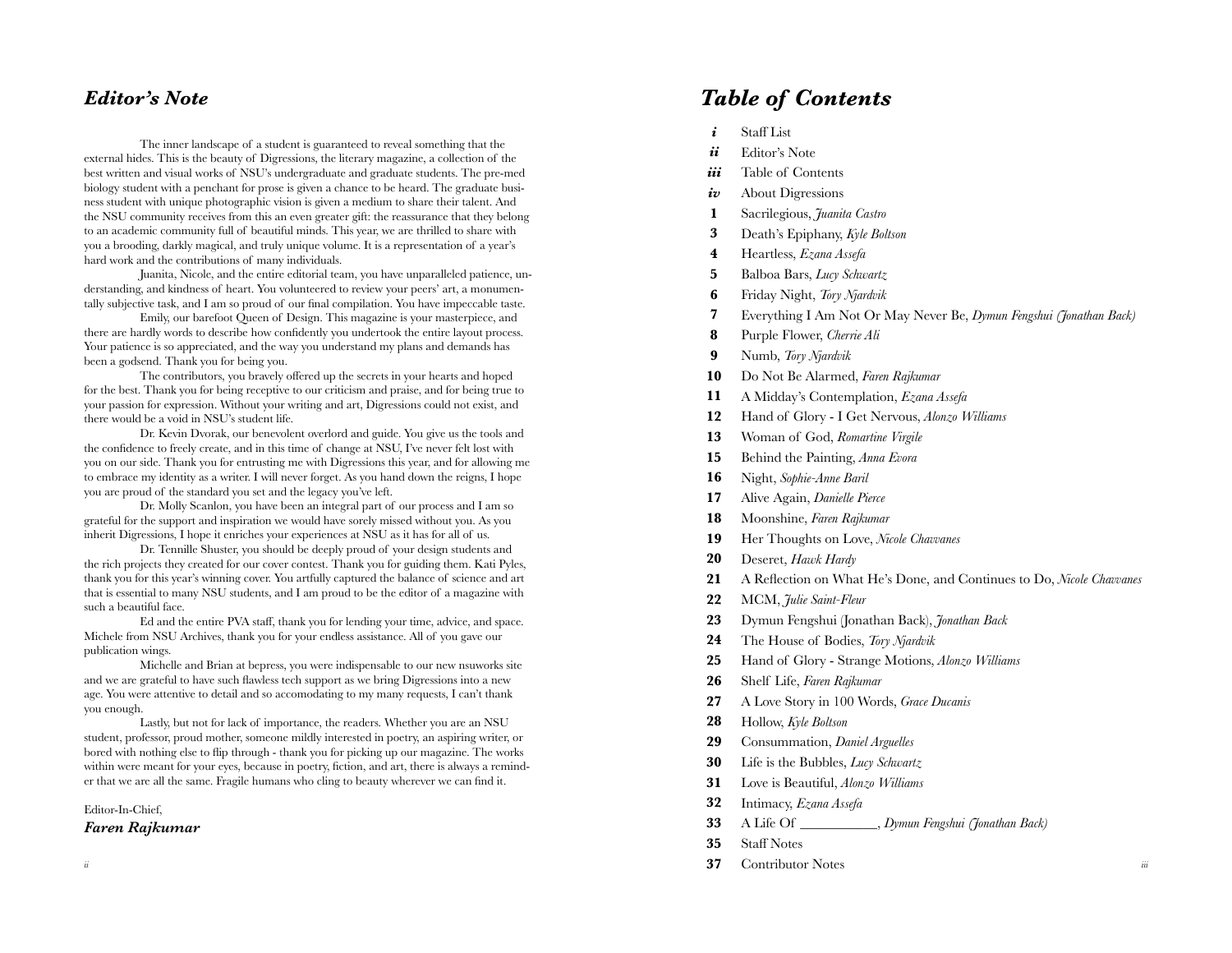## *Editor's Note*

The inner landscape of a student is guaranteed to reveal something that the external hides. This is the beauty of Digressions, the literary magazine, a collection of the best written and visual works of NSU's undergraduate and graduate students. The pre-med biology student with a penchant for prose is given a chance to be heard. The graduate business student with unique photographic vision is given a medium to share their talent. And the NSU community receives from this an even greater gift: the reassurance that they belong to an academic community full of beautiful minds. This year, we are thrilled to share with you a brooding, darkly magical, and truly unique volume. It is a representation of a year's hard work and the contributions of many individuals.

Juanita, Nicole, and the entire editorial team, you have unparalleled patience, understanding, and kindness of heart. You volunteered to review your peers' art, a monumentally subjective task, and I am so proud of our final compilation. You have impeccable taste.

Emily, our barefoot Queen of Design. This magazine is your masterpiece, and there are hardly words to describe how confidently you undertook the entire layout process. Your patience is so appreciated, and the way you understand my plans and demands has been a godsend. Thank you for being you.

The contributors, you bravely offered up the secrets in your hearts and hoped for the best. Thank you for being receptive to our criticism and praise, and for being true to your passion for expression. Without your writing and art, Digressions could not exist, and there would be a void in NSU's student life.

Dr. Kevin Dvorak, our benevolent overlord and guide. You give us the tools and the confidence to freely create, and in this time of change at NSU, I've never felt lost with you on our side. Thank you for entrusting me with Digressions this year, and for allowing me to embrace my identity as a writer. I will never forget. As you hand down the reigns, I hope you are proud of the standard you set and the legacy you've left.

Dr. Molly Scanlon, you have been an integral part of our process and I am so grateful for the support and inspiration we would have sorely missed without you. As you inherit Digressions, I hope it enriches your experiences at NSU as it has for all of us.

Dr. Tennille Shuster, you should be deeply proud of your design students and the rich projects they created for our cover contest. Thank you for guiding them. Kati Pyles, thank you for this year's winning cover. You artfully captured the balance of science and art that is essential to many NSU students, and I am proud to be the editor of a magazine with such a beautiful face.

Ed and the entire PVA staff, thank you for lending your time, advice, and space. Michele from NSU Archives, thank you for your endless assistance. All of you gave our publication wings.

Michelle and Brian at bepress, you were indispensable to our new nsuworks site and we are grateful to have such flawless tech support as we bring Digressions into a new age. You were attentive to detail and so accomodating to my many requests, I can't thank you enough.

Lastly, but not for lack of importance, the readers. Whether you are an NSU student, professor, proud mother, someone mildly interested in poetry, an aspiring writer, or bored with nothing else to flip through - thank you for picking up our magazine. The works within were meant for your eyes, because in poetry, fiction, and art, there is always a reminder that we are all the same. Fragile humans who cling to beauty wherever we can find it.

Editor-In-Chief,

***Faren Rajkumar***

## *Table of Contents*

***i*** Staff List
***ii*** Editor's Note
***iii*** Table of Contents
***iv*** About Digressions
**1** Sacrilegious, *Juanita Castro*
**3** Death's Epiphany, *Kyle Boltson*
**4** Heartless, *Ezana Assefa*
**5** Balboa Bars, *Lucy Schwartz*
**6** Friday Night, *Tory Njardvik*
**7** Everything I Am Not Or May Never Be, *Dymun Fengshui (Jonathan Back)*
**8** Purple Flower, *Cherrie Ali*
**9** Numb, *Tory Njardvik*
**10** Do Not Be Alarmed, *Faren Rajkumar*
**11** A Midday's Contemplation, *Ezana Assefa*
**12** Hand of Glory - I Get Nervous, *Alonzo Williams*
**13** Woman of God, *Romartine Virgile*
**15** Behind the Painting, *Anna Evora*
**16** Night, *Sophie-Anne Baril*
**17** Alive Again, *Danielle Pierce*
**18** Moonshine, *Faren Rajkumar*
**19** Her Thoughts on Love, *Nicole Chavvanes*
**20** Deseret, *Hawk Hardy*
**21** A Reflection on What He's Done, and Continues to Do, *Nicole Chavvanes*
**22** MCM, *Julie Saint-Fleur*
**23** Dymun Fengshui (Jonathan Back), *Jonathan Back*
**24** The House of Bodies, *Tory Njardvik*
**25** Hand of Glory - Strange Motions, *Alonzo Williams*
**26** Shelf Life, *Faren Rajkumar*
**27** A Love Story in 100 Words, *Grace Ducanis*
**28** Hollow, *Kyle Boltson*
**29** Consummation, *Daniel Arguelles*
**30** Life is the Bubbles, *Lucy Schwartz*
**31** Love is Beautiful, *Alonzo Williams*
**32** Intimacy, *Ezana Assefa*
**33** A Life Of ___________, *Dymun Fengshui (Jonathan Back)*
**35** Staff Notes
**37** Contributor Notes